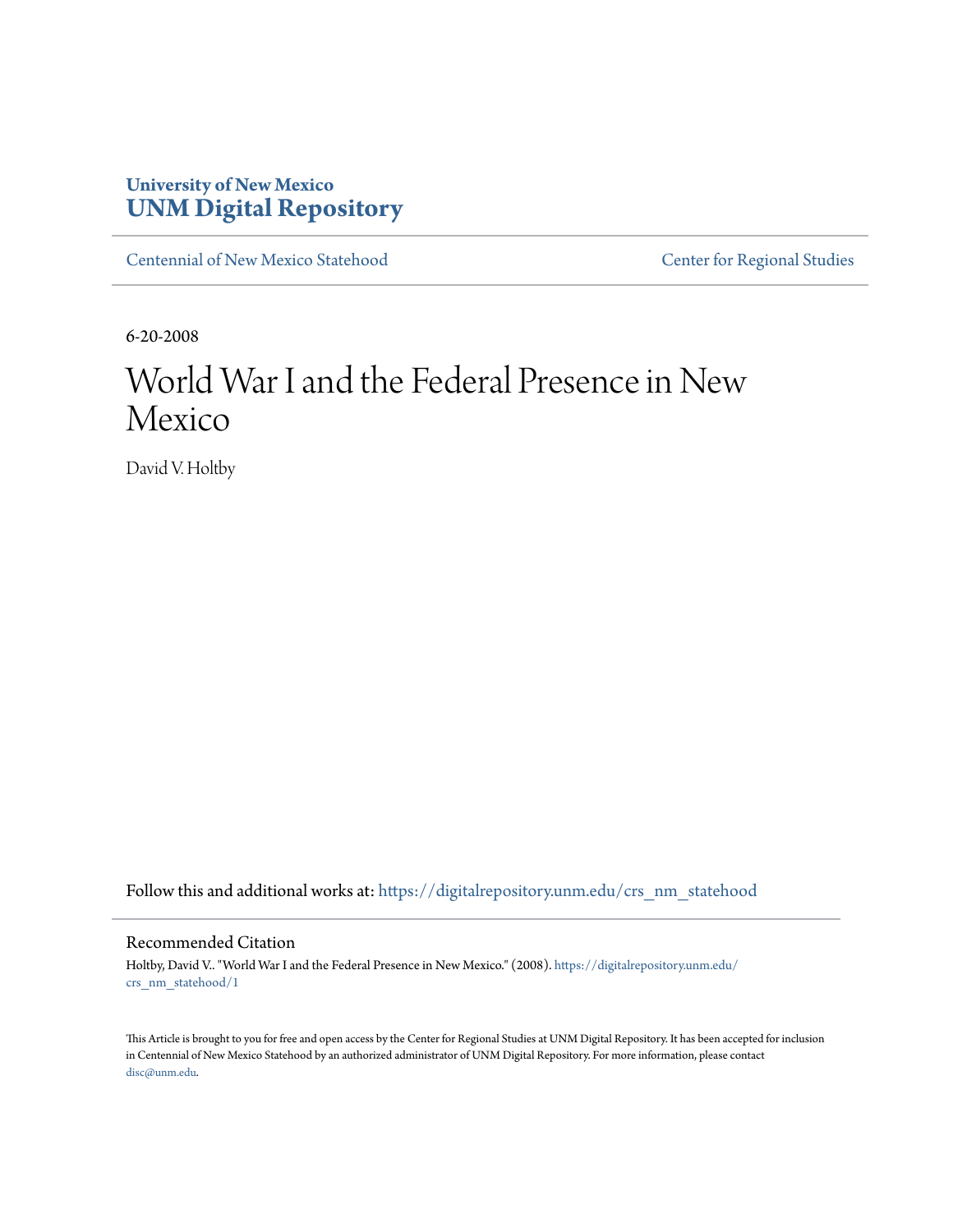University of New Mexico
**UNM Digital Repository**

Centennial of New Mexico Statehood | Center for Regional Studies

6-20-2008

# World War I and the Federal Presence in New Mexico

David V. Holtby

Follow this and additional works at: https://digitalrepository.unm.edu/crs_nm_statehood

## Recommended Citation

Holtby, David V.. "World War I and the Federal Presence in New Mexico." (2008). https://digitalrepository.unm.edu/crs_nm_statehood/1

This Article is brought to you for free and open access by the Center for Regional Studies at UNM Digital Repository. It has been accepted for inclusion in Centennial of New Mexico Statehood by an authorized administrator of UNM Digital Repository. For more information, please contact disc@unm.edu.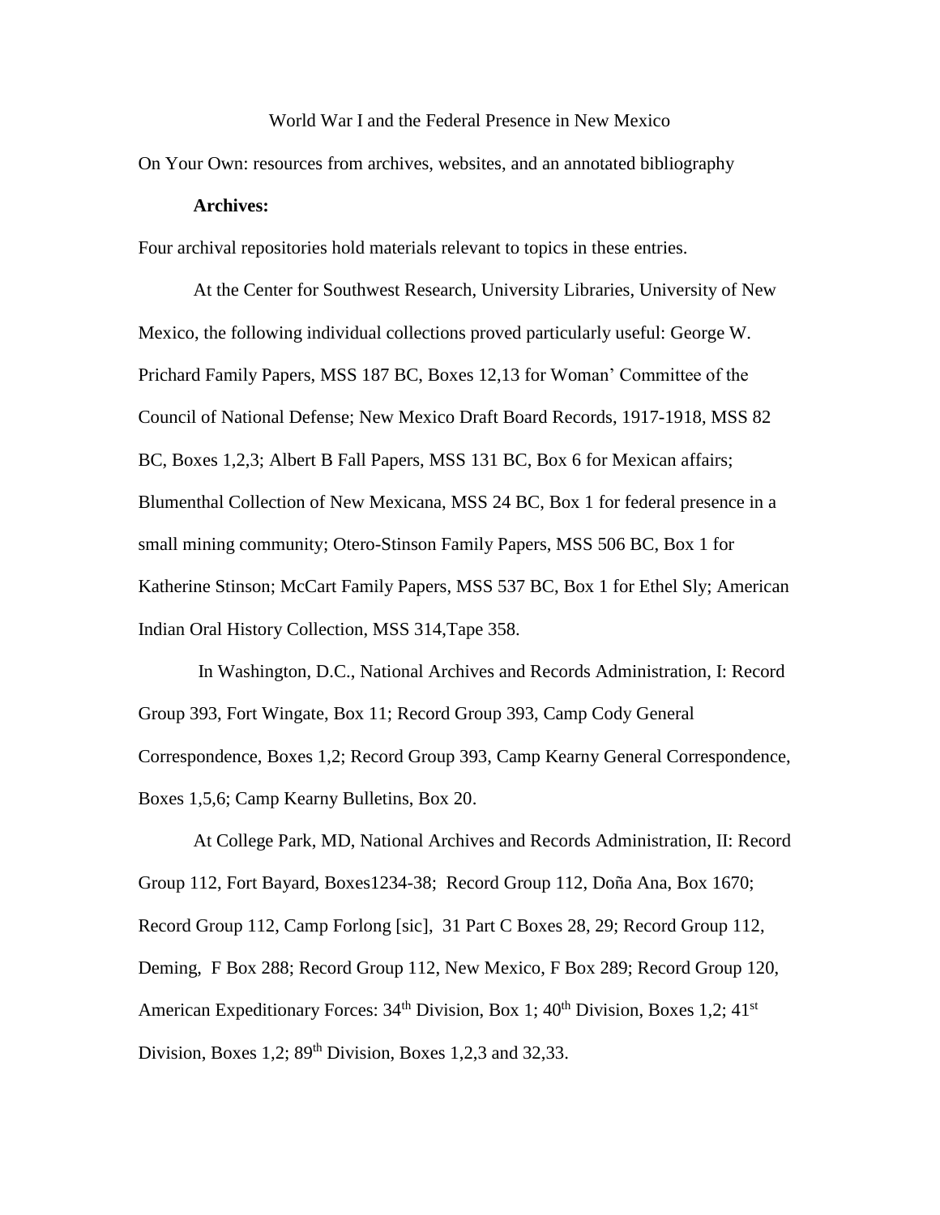World War I and the Federal Presence in New Mexico

On Your Own: resources from archives, websites, and an annotated bibliography

**Archives:**

Four archival repositories hold materials relevant to topics in these entries.

At the Center for Southwest Research, University Libraries, University of New Mexico, the following individual collections proved particularly useful: George W. Prichard Family Papers, MSS 187 BC, Boxes 12,13 for Woman' Committee of the Council of National Defense; New Mexico Draft Board Records, 1917-1918, MSS 82 BC, Boxes 1,2,3; Albert B Fall Papers, MSS 131 BC, Box 6 for Mexican affairs; Blumenthal Collection of New Mexicana, MSS 24 BC, Box 1 for federal presence in a small mining community; Otero-Stinson Family Papers, MSS 506 BC, Box 1 for Katherine Stinson; McCart Family Papers, MSS 537 BC, Box 1 for Ethel Sly; American Indian Oral History Collection, MSS 314,Tape 358.

In Washington, D.C., National Archives and Records Administration, I: Record Group 393, Fort Wingate, Box 11; Record Group 393, Camp Cody General Correspondence, Boxes 1,2; Record Group 393, Camp Kearny General Correspondence, Boxes 1,5,6; Camp Kearny Bulletins, Box 20.

At College Park, MD, National Archives and Records Administration, II: Record Group 112, Fort Bayard, Boxes1234-38; Record Group 112, Doña Ana, Box 1670; Record Group 112, Camp Forlong [sic], 31 Part C Boxes 28, 29; Record Group 112, Deming, F Box 288; Record Group 112, New Mexico, F Box 289; Record Group 120, American Expeditionary Forces: 34th Division, Box 1; 40th Division, Boxes 1,2; 41st Division, Boxes 1,2; 89th Division, Boxes 1,2,3 and 32,33.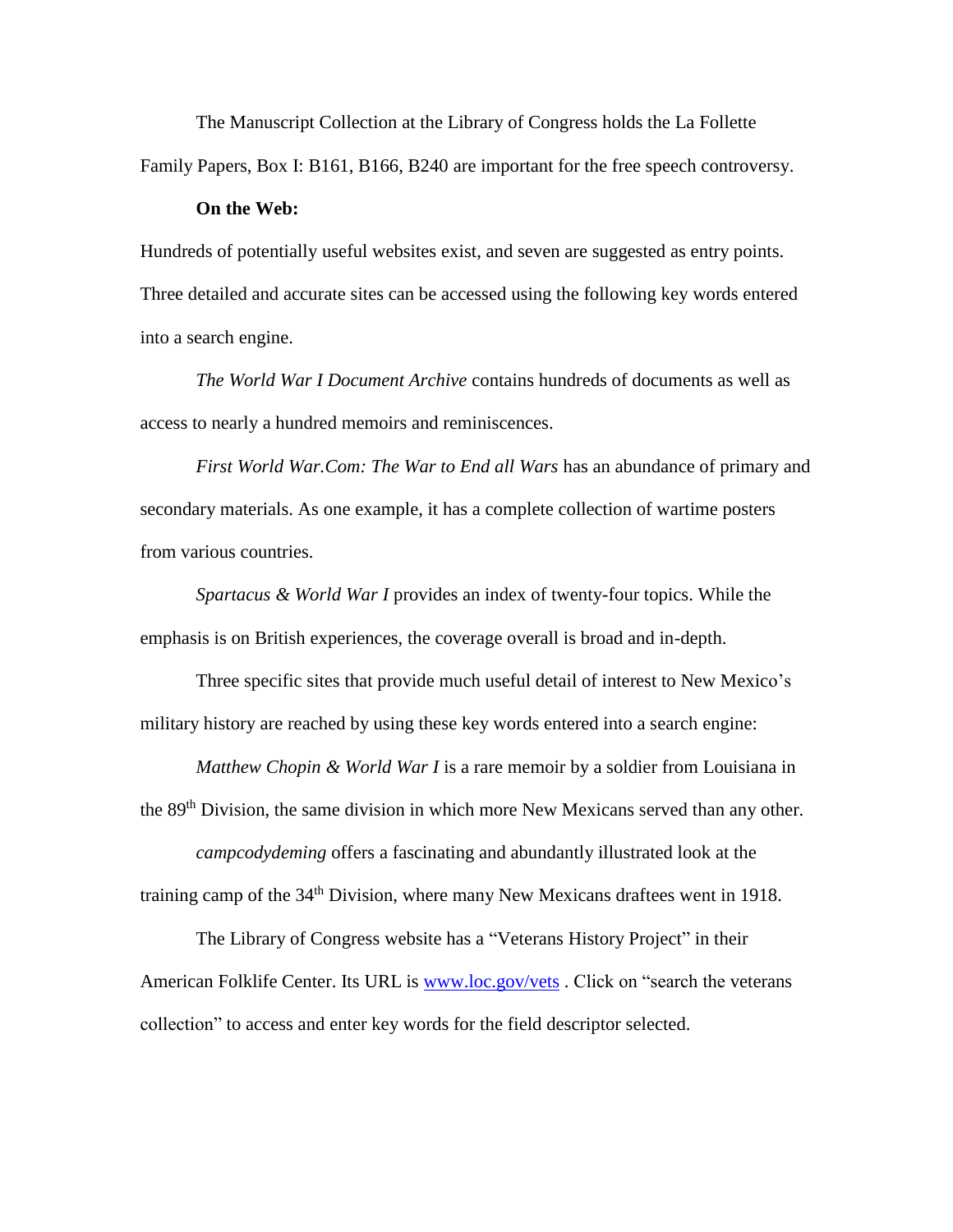The Manuscript Collection at the Library of Congress holds the La Follette Family Papers, Box I: B161, B166, B240 are important for the free speech controversy.

**On the Web:**

Hundreds of potentially useful websites exist, and seven are suggested as entry points. Three detailed and accurate sites can be accessed using the following key words entered into a search engine.

*The World War I Document Archive* contains hundreds of documents as well as access to nearly a hundred memoirs and reminiscences.

*First World War.Com: The War to End all Wars* has an abundance of primary and secondary materials. As one example, it has a complete collection of wartime posters from various countries.

*Spartacus & World War I* provides an index of twenty-four topics. While the emphasis is on British experiences, the coverage overall is broad and in-depth.

Three specific sites that provide much useful detail of interest to New Mexico's military history are reached by using these key words entered into a search engine:

*Matthew Chopin & World War I* is a rare memoir by a soldier from Louisiana in the 89th Division, the same division in which more New Mexicans served than any other.

*campcodydeming* offers a fascinating and abundantly illustrated look at the training camp of the 34th Division, where many New Mexicans draftees went in 1918.

The Library of Congress website has a "Veterans History Project" in their American Folklife Center. Its URL is [www.loc.gov/vets](http://www.loc.gov/vets) . Click on "search the veterans collection" to access and enter key words for the field descriptor selected.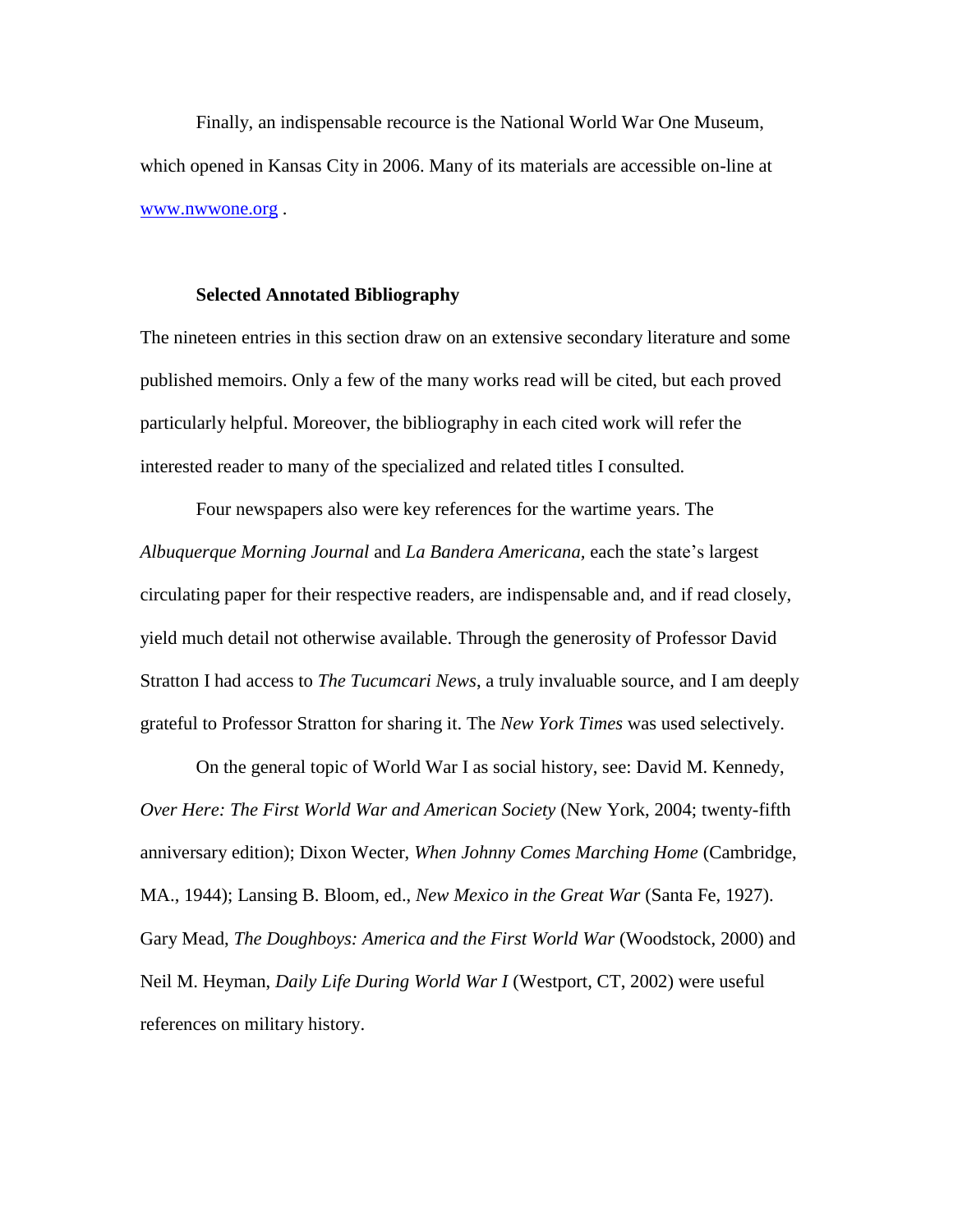Finally, an indispensable recource is the National World War One Museum, which opened in Kansas City in 2006. Many of its materials are accessible on-line at www.nwwone.org .

**Selected Annotated Bibliography**

The nineteen entries in this section draw on an extensive secondary literature and some published memoirs. Only a few of the many works read will be cited, but each proved particularly helpful. Moreover, the bibliography in each cited work will refer the interested reader to many of the specialized and related titles I consulted.

Four newspapers also were key references for the wartime years. The *Albuquerque Morning Journal* and *La Bandera Americana*, each the state's largest circulating paper for their respective readers, are indispensable and, and if read closely, yield much detail not otherwise available. Through the generosity of Professor David Stratton I had access to *The Tucumcari News*, a truly invaluable source, and I am deeply grateful to Professor Stratton for sharing it. The *New York Times* was used selectively.

On the general topic of World War I as social history, see: David M. Kennedy, *Over Here: The First World War and American Society* (New York, 2004; twenty-fifth anniversary edition); Dixon Wecter, *When Johnny Comes Marching Home* (Cambridge, MA., 1944); Lansing B. Bloom, ed., *New Mexico in the Great War* (Santa Fe, 1927). Gary Mead, *The Doughboys: America and the First World War* (Woodstock, 2000) and Neil M. Heyman, *Daily Life During World War I* (Westport, CT, 2002) were useful references on military history.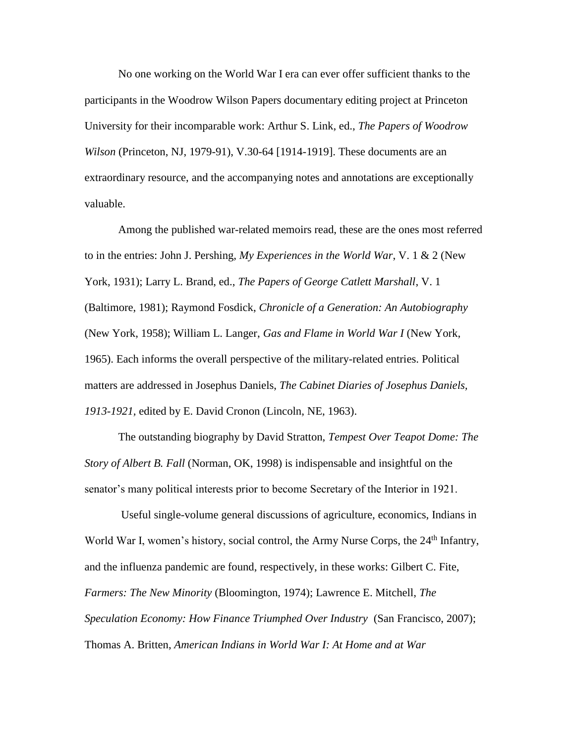No one working on the World War I era can ever offer sufficient thanks to the participants in the Woodrow Wilson Papers documentary editing project at Princeton University for their incomparable work: Arthur S. Link, ed., *The Papers of Woodrow Wilson* (Princeton, NJ, 1979-91), V.30-64 [1914-1919]. These documents are an extraordinary resource, and the accompanying notes and annotations are exceptionally valuable.

Among the published war-related memoirs read, these are the ones most referred to in the entries: John J. Pershing, *My Experiences in the World War*, V. 1 & 2 (New York, 1931); Larry L. Brand, ed., *The Papers of George Catlett Marshall*, V. 1 (Baltimore, 1981); Raymond Fosdick, *Chronicle of a Generation: An Autobiography* (New York, 1958); William L. Langer, *Gas and Flame in World War I* (New York, 1965). Each informs the overall perspective of the military-related entries. Political matters are addressed in Josephus Daniels, *The Cabinet Diaries of Josephus Daniels, 1913-1921,* edited by E. David Cronon (Lincoln, NE, 1963).

The outstanding biography by David Stratton, *Tempest Over Teapot Dome: The Story of Albert B. Fall* (Norman, OK, 1998) is indispensable and insightful on the senator's many political interests prior to become Secretary of the Interior in 1921.

Useful single-volume general discussions of agriculture, economics, Indians in World War I, women's history, social control, the Army Nurse Corps, the 24th Infantry, and the influenza pandemic are found, respectively, in these works: Gilbert C. Fite, *Farmers: The New Minority* (Bloomington, 1974); Lawrence E. Mitchell, *The Speculation Economy: How Finance Triumphed Over Industry* (San Francisco, 2007); Thomas A. Britten, *American Indians in World War I: At Home and at War*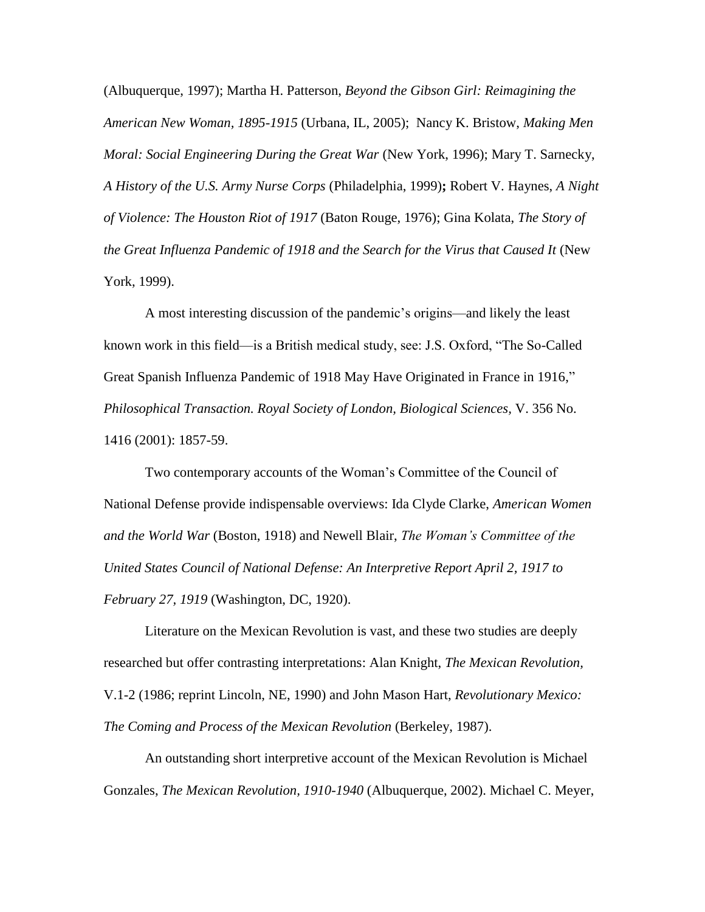(Albuquerque, 1997); Martha H. Patterson, *Beyond the Gibson Girl: Reimagining the American New Woman, 1895-1915* (Urbana, IL, 2005); Nancy K. Bristow, *Making Men Moral: Social Engineering During the Great War* (New York, 1996); Mary T. Sarnecky, *A History of the U.S. Army Nurse Corps* (Philadelphia, 1999)**;** Robert V. Haynes, *A Night of Violence: The Houston Riot of 1917* (Baton Rouge, 1976); Gina Kolata, *The Story of the Great Influenza Pandemic of 1918 and the Search for the Virus that Caused It* (New York, 1999).

A most interesting discussion of the pandemic's origins—and likely the least known work in this field—is a British medical study, see: J.S. Oxford, "The So-Called Great Spanish Influenza Pandemic of 1918 May Have Originated in France in 1916," *Philosophical Transaction. Royal Society of London, Biological Sciences,* V. 356 No. 1416 (2001): 1857-59.

Two contemporary accounts of the Woman's Committee of the Council of National Defense provide indispensable overviews: Ida Clyde Clarke, *American Women and the World War* (Boston, 1918) and Newell Blair, *The Woman's Committee of the United States Council of National Defense: An Interpretive Report April 2, 1917 to February 27, 1919* (Washington, DC, 1920).

Literature on the Mexican Revolution is vast, and these two studies are deeply researched but offer contrasting interpretations: Alan Knight, *The Mexican Revolution,* V.1-2 (1986; reprint Lincoln, NE, 1990) and John Mason Hart, *Revolutionary Mexico: The Coming and Process of the Mexican Revolution* (Berkeley, 1987).

An outstanding short interpretive account of the Mexican Revolution is Michael Gonzales, *The Mexican Revolution, 1910-1940* (Albuquerque, 2002). Michael C. Meyer,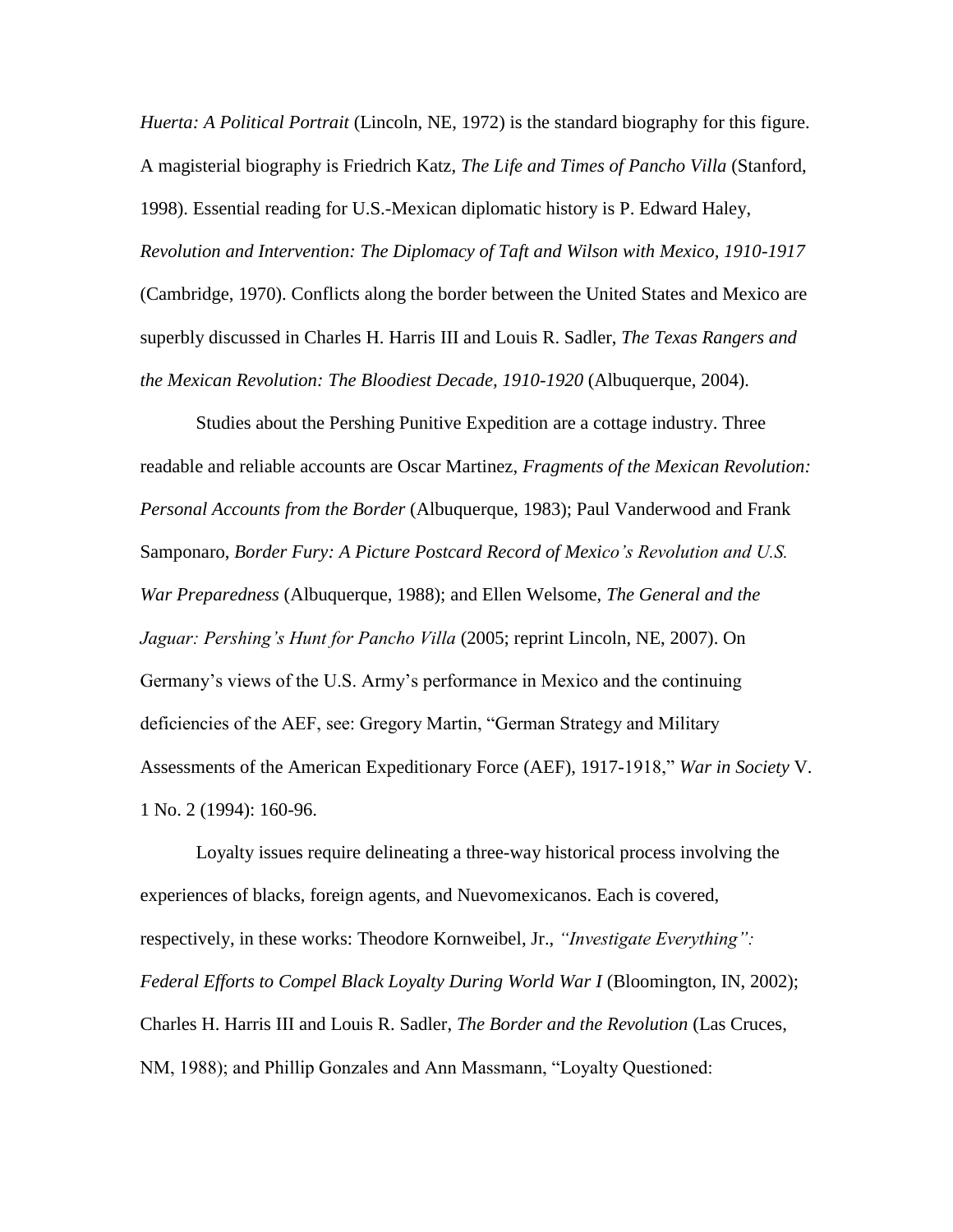*Huerta: A Political Portrait* (Lincoln, NE, 1972) is the standard biography for this figure. A magisterial biography is Friedrich Katz, *The Life and Times of Pancho Villa* (Stanford, 1998). Essential reading for U.S.-Mexican diplomatic history is P. Edward Haley, *Revolution and Intervention: The Diplomacy of Taft and Wilson with Mexico, 1910-1917* (Cambridge, 1970). Conflicts along the border between the United States and Mexico are superbly discussed in Charles H. Harris III and Louis R. Sadler, *The Texas Rangers and the Mexican Revolution: The Bloodiest Decade, 1910-1920* (Albuquerque, 2004).

Studies about the Pershing Punitive Expedition are a cottage industry. Three readable and reliable accounts are Oscar Martinez, *Fragments of the Mexican Revolution: Personal Accounts from the Border* (Albuquerque, 1983); Paul Vanderwood and Frank Samponaro, *Border Fury: A Picture Postcard Record of Mexico's Revolution and U.S. War Preparedness* (Albuquerque, 1988); and Ellen Welsome, *The General and the Jaguar: Pershing's Hunt for Pancho Villa* (2005; reprint Lincoln, NE, 2007). On Germany's views of the U.S. Army's performance in Mexico and the continuing deficiencies of the AEF, see: Gregory Martin, "German Strategy and Military Assessments of the American Expeditionary Force (AEF), 1917-1918," *War in Society* V. 1 No. 2 (1994): 160-96.

Loyalty issues require delineating a three-way historical process involving the experiences of blacks, foreign agents, and Nuevomexicanos. Each is covered, respectively, in these works: Theodore Kornweibel, Jr., *"Investigate Everything": Federal Efforts to Compel Black Loyalty During World War I* (Bloomington, IN, 2002); Charles H. Harris III and Louis R. Sadler, *The Border and the Revolution* (Las Cruces, NM, 1988); and Phillip Gonzales and Ann Massmann, "Loyalty Questioned: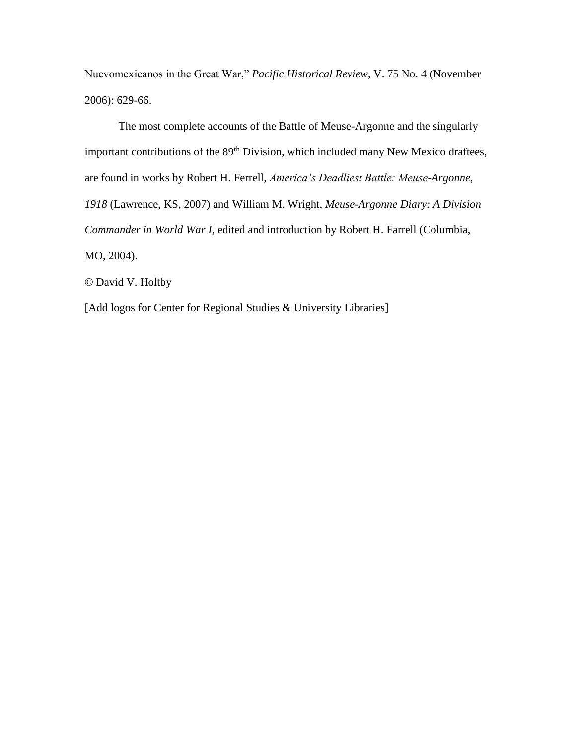Nuevomexicanos in the Great War," *Pacific Historical Review*, V. 75 No. 4 (November 2006): 629-66.

The most complete accounts of the Battle of Meuse-Argonne and the singularly important contributions of the 89th Division, which included many New Mexico draftees, are found in works by Robert H. Ferrell, *America's Deadliest Battle: Meuse-Argonne, 1918* (Lawrence, KS, 2007) and William M. Wright, *Meuse-Argonne Diary: A Division Commander in World War I*, edited and introduction by Robert H. Farrell (Columbia, MO, 2004).

© David V. Holtby

[Add logos for Center for Regional Studies & University Libraries]